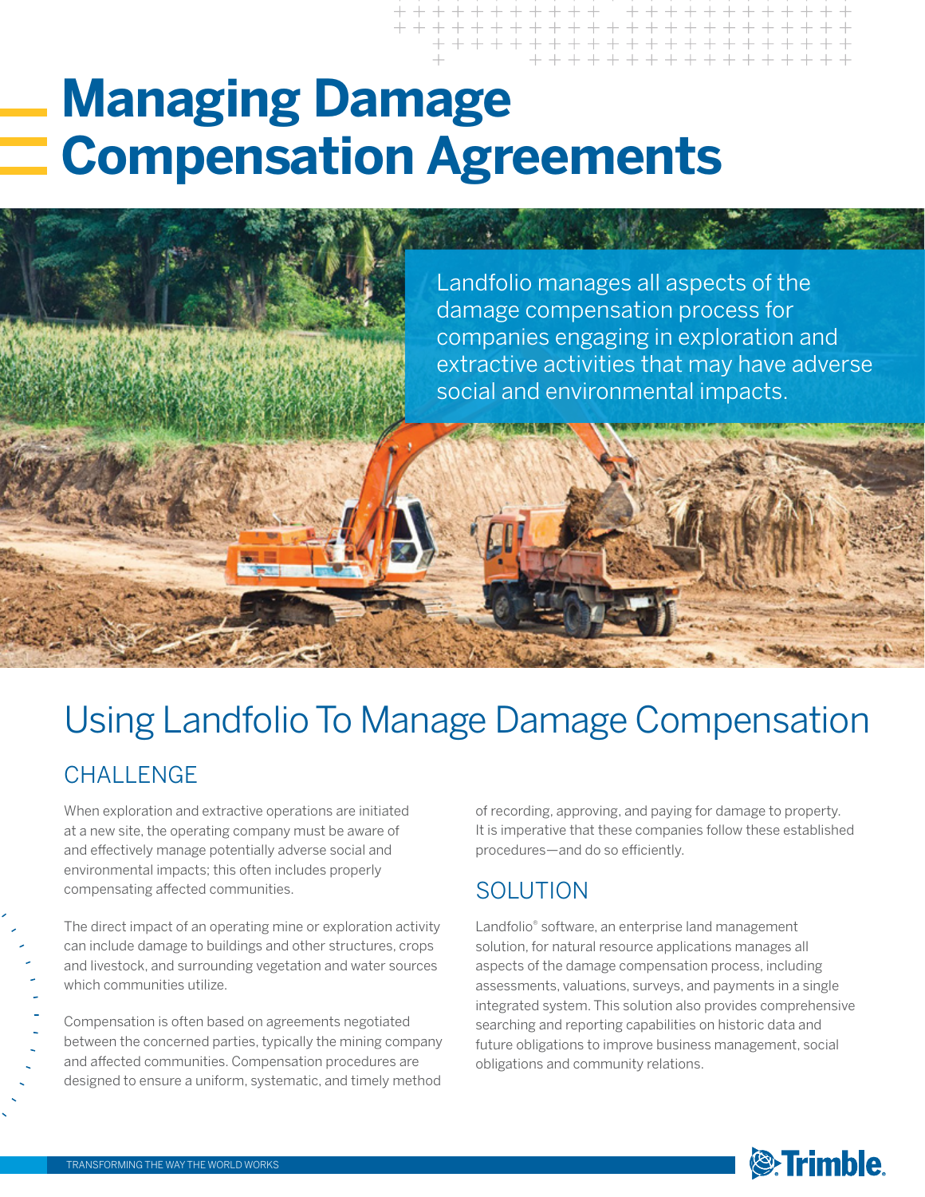# Managing Damage Compensation Agreements

Landfolio manages all aspects of the damage compensation process for companies engaging in exploration and extractive activities that may have adverse social and environmental impacts.

## Using Landfolio To Manage Damage Compensation

### CHALLENGE

When exploration and extractive operations are initiated at a new site, the operating company must be aware of and effectively manage potentially adverse social and environmental impacts; this often includes properly compensating affected communities.

The direct impact of an operating mine or exploration activity can include damage to buildings and other structures, crops and livestock, and surrounding vegetation and water sources which communities utilize.

Compensation is often based on agreements negotiated between the concerned parties, typically the mining company and affected communities. Compensation procedures are designed to ensure a uniform, systematic, and timely method of recording, approving, and paying for damage to property. It is imperative that these companies follow these established procedures—and do so efficiently.

### SOLUTION

Landfolio® software, an enterprise land management solution, for natural resource applications manages all aspects of the damage compensation process, including assessments, valuations, surveys, and payments in a single integrated system. This solution also provides comprehensive searching and reporting capabilities on historic data and future obligations to improve business management, social obligations and community relations.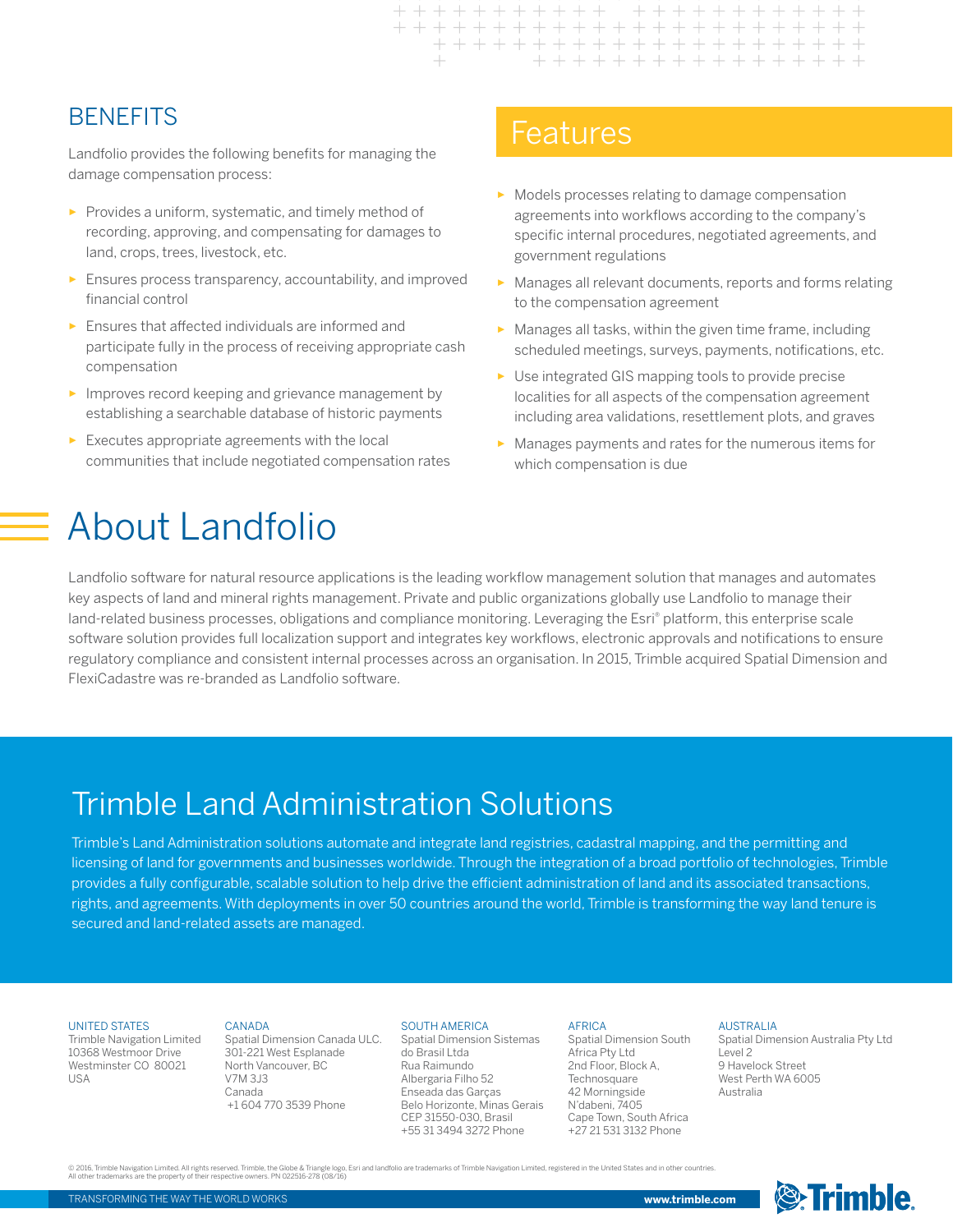## BENEFITS

Landfolio provides the following benefits for managing the damage compensation process:

- Provides a uniform, systematic, and timely method of recording, approving, and compensating for damages to land, crops, trees, livestock, etc.
- Ensures process transparency, accountability, and improved financial control
- Ensures that affected individuals are informed and participate fully in the process of receiving appropriate cash compensation
- Improves record keeping and grievance management by establishing a searchable database of historic payments
- Executes appropriate agreements with the local communities that include negotiated compensation rates

## Features

- Models processes relating to damage compensation agreements into workflows according to the company's specific internal procedures, negotiated agreements, and government regulations
- Manages all relevant documents, reports and forms relating to the compensation agreement
- Manages all tasks, within the given time frame, including scheduled meetings, surveys, payments, notifications, etc.
- Use integrated GIS mapping tools to provide precise localities for all aspects of the compensation agreement including area validations, resettlement plots, and graves
- Manages payments and rates for the numerous items for which compensation is due

# About Landfolio

Landfolio software for natural resource applications is the leading workflow management solution that manages and automates key aspects of land and mineral rights management. Private and public organizations globally use Landfolio to manage their land-related business processes, obligations and compliance monitoring. Leveraging the Esri® platform, this enterprise scale software solution provides full localization support and integrates key workflows, electronic approvals and notifications to ensure regulatory compliance and consistent internal processes across an organisation. In 2015, Trimble acquired Spatial Dimension and FlexiCadastre was re-branded as Landfolio software.

## Trimble Land Administration Solutions

Trimble's Land Administration solutions automate and integrate land registries, cadastral mapping, and the permitting and licensing of land for governments and businesses worldwide. Through the integration of a broad portfolio of technologies, Trimble provides a fully configurable, scalable solution to help drive the efficient administration of land and its associated transactions, rights, and agreements. With deployments in over 50 countries around the world, Trimble is transforming the way land tenure is secured and land-related assets are managed.

**UNITED STATES**
Trimble Navigation Limited
10368 Westmoor Drive
Westminster CO 80021
USA

**CANADA**
Spatial Dimension Canada ULC.
301-221 West Esplanade
North Vancouver, BC
V7M 3J3
Canada
+1 604 770 3539 Phone

**SOUTH AMERICA**
Spatial Dimension Sistemas do Brasil Ltda
Rua Raimundo
Albergaria Filho 52
Enseada das Garças
Belo Horizonte, Minas Gerais
CEP 31550-030, Brasil
+55 31 3494 3272 Phone

**AFRICA**
Spatial Dimension South Africa Pty Ltd
2nd Floor, Block A,
Technosquare
42 Morningside
N'dabeni, 7405
Cape Town, South Africa
+27 21 531 3132 Phone

**AUSTRALIA**
Spatial Dimension Australia Pty Ltd
Level 2
9 Havelock Street
West Perth WA 6005
Australia

© 2016, Trimble Navigation Limited. All rights reserved. Trimble, the Globe & Triangle logo, Esri and landfolio are trademarks of Trimble Navigation Limited, registered in the United States and in other countries. All other trademarks are the property of their respective owners. PN 022516-278 (08/16)

TRANSFORMING THE WAY THE WORLD WORKS

www.trimble.com